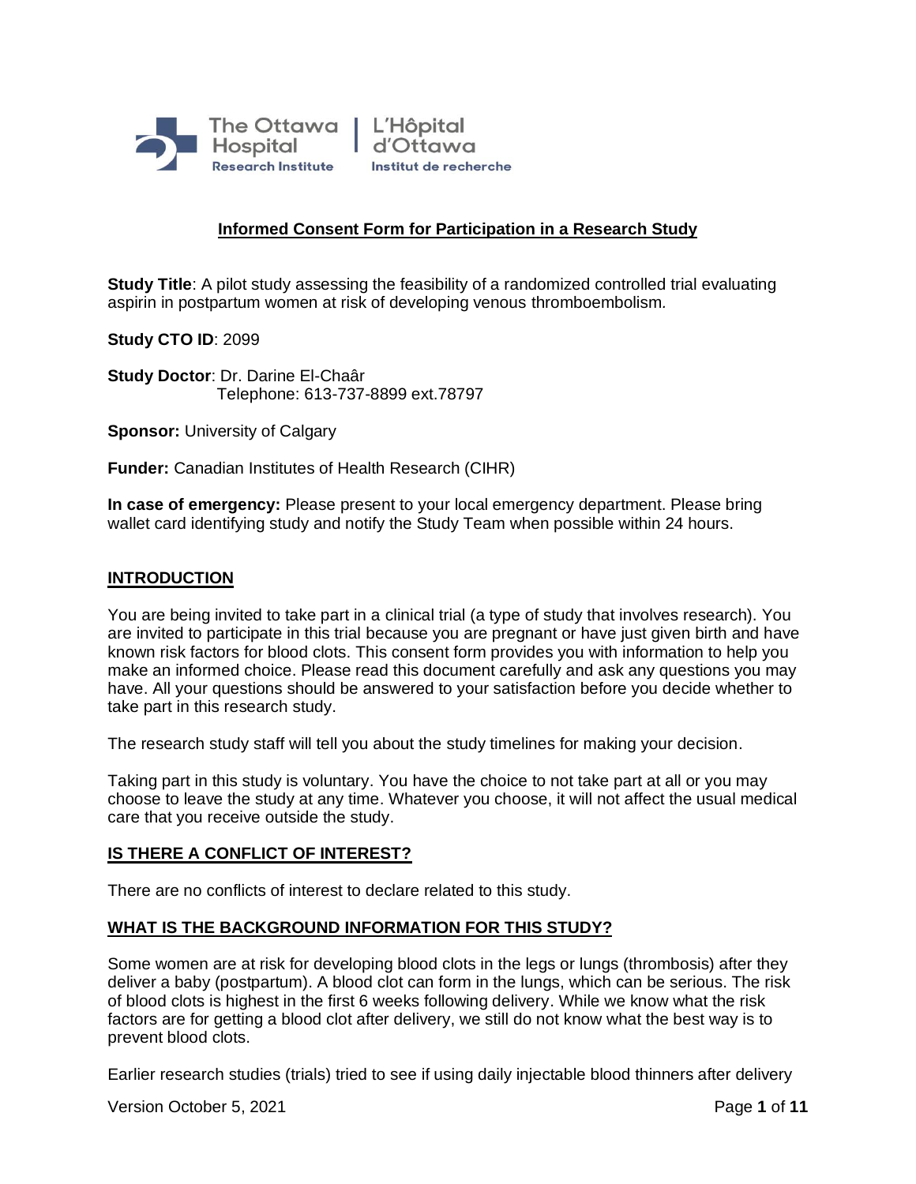The Ottawa Hospital Research Institute | L'Hôpital d'Ottawa Institut de recherche

# Informed Consent Form for Participation in a Research Study

**Study Title**: A pilot study assessing the feasibility of a randomized controlled trial evaluating aspirin in postpartum women at risk of developing venous thromboembolism.

**Study CTO ID**: 2099

**Study Doctor**: Dr. Darine El-Chaâr
Telephone: 613-737-8899 ext.78797

**Sponsor:** University of Calgary

**Funder:** Canadian Institutes of Health Research (CIHR)

**In case of emergency:** Please present to your local emergency department. Please bring wallet card identifying study and notify the Study Team when possible within 24 hours.

## INTRODUCTION

You are being invited to take part in a clinical trial (a type of study that involves research). You are invited to participate in this trial because you are pregnant or have just given birth and have known risk factors for blood clots. This consent form provides you with information to help you make an informed choice. Please read this document carefully and ask any questions you may have. All your questions should be answered to your satisfaction before you decide whether to take part in this research study.

The research study staff will tell you about the study timelines for making your decision.

Taking part in this study is voluntary. You have the choice to not take part at all or you may choose to leave the study at any time. Whatever you choose, it will not affect the usual medical care that you receive outside the study.

## IS THERE A CONFLICT OF INTEREST?

There are no conflicts of interest to declare related to this study.

## WHAT IS THE BACKGROUND INFORMATION FOR THIS STUDY?

Some women are at risk for developing blood clots in the legs or lungs (thrombosis) after they deliver a baby (postpartum). A blood clot can form in the lungs, which can be serious. The risk of blood clots is highest in the first 6 weeks following delivery. While we know what the risk factors are for getting a blood clot after delivery, we still do not know what the best way is to prevent blood clots.

Earlier research studies (trials) tried to see if using daily injectable blood thinners after delivery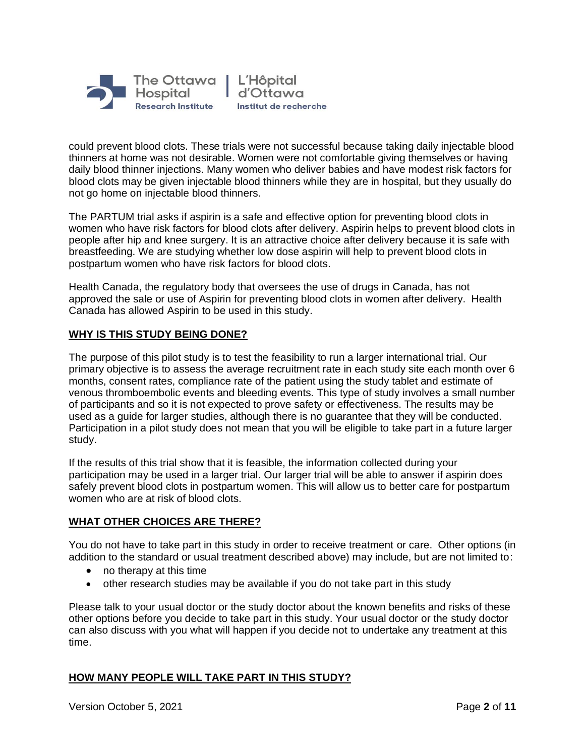could prevent blood clots. These trials were not successful because taking daily injectable blood thinners at home was not desirable. Women were not comfortable giving themselves or having daily blood thinner injections. Many women who deliver babies and have modest risk factors for blood clots may be given injectable blood thinners while they are in hospital, but they usually do not go home on injectable blood thinners.

The PARTUM trial asks if aspirin is a safe and effective option for preventing blood clots in women who have risk factors for blood clots after delivery. Aspirin helps to prevent blood clots in people after hip and knee surgery. It is an attractive choice after delivery because it is safe with breastfeeding. We are studying whether low dose aspirin will help to prevent blood clots in postpartum women who have risk factors for blood clots.

Health Canada, the regulatory body that oversees the use of drugs in Canada, has not approved the sale or use of Aspirin for preventing blood clots in women after delivery. Health Canada has allowed Aspirin to be used in this study.

## WHY IS THIS STUDY BEING DONE?

The purpose of this pilot study is to test the feasibility to run a larger international trial. Our primary objective is to assess the average recruitment rate in each study site each month over 6 months, consent rates, compliance rate of the patient using the study tablet and estimate of venous thromboembolic events and bleeding events. This type of study involves a small number of participants and so it is not expected to prove safety or effectiveness. The results may be used as a guide for larger studies, although there is no guarantee that they will be conducted. Participation in a pilot study does not mean that you will be eligible to take part in a future larger study.

If the results of this trial show that it is feasible, the information collected during your participation may be used in a larger trial. Our larger trial will be able to answer if aspirin does safely prevent blood clots in postpartum women. This will allow us to better care for postpartum women who are at risk of blood clots.

## WHAT OTHER CHOICES ARE THERE?

You do not have to take part in this study in order to receive treatment or care. Other options (in addition to the standard or usual treatment described above) may include, but are not limited to:

- no therapy at this time
- other research studies may be available if you do not take part in this study

Please talk to your usual doctor or the study doctor about the known benefits and risks of these other options before you decide to take part in this study. Your usual doctor or the study doctor can also discuss with you what will happen if you decide not to undertake any treatment at this time.

## HOW MANY PEOPLE WILL TAKE PART IN THIS STUDY?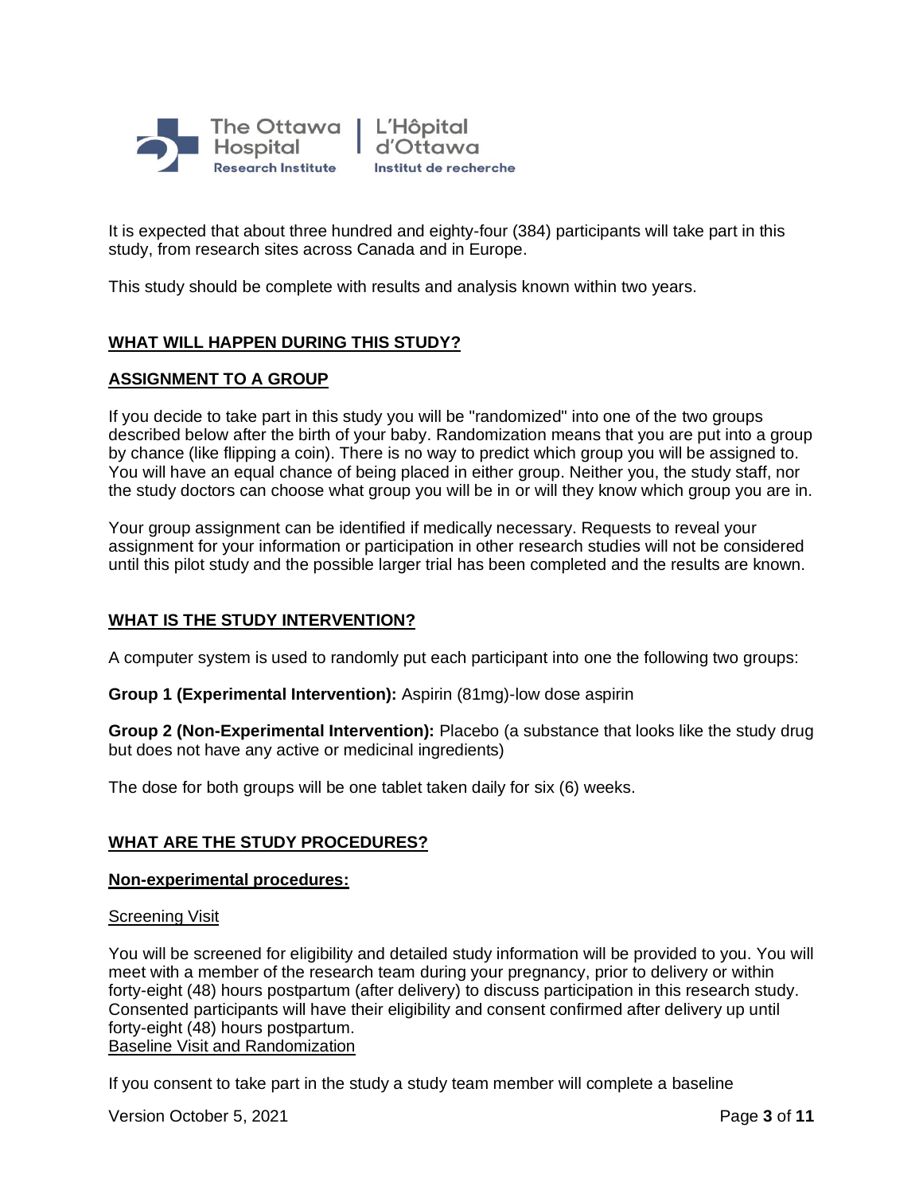It is expected that about three hundred and eighty-four (384) participants will take part in this study, from research sites across Canada and in Europe.

This study should be complete with results and analysis known within two years.

## WHAT WILL HAPPEN DURING THIS STUDY?

## ASSIGNMENT TO A GROUP

If you decide to take part in this study you will be "randomized" into one of the two groups described below after the birth of your baby. Randomization means that you are put into a group by chance (like flipping a coin). There is no way to predict which group you will be assigned to. You will have an equal chance of being placed in either group. Neither you, the study staff, nor the study doctors can choose what group you will be in or will they know which group you are in.

Your group assignment can be identified if medically necessary. Requests to reveal your assignment for your information or participation in other research studies will not be considered until this pilot study and the possible larger trial has been completed and the results are known.

## WHAT IS THE STUDY INTERVENTION?

A computer system is used to randomly put each participant into one the following two groups:

**Group 1 (Experimental Intervention):** Aspirin (81mg)-low dose aspirin

**Group 2 (Non-Experimental Intervention):** Placebo (a substance that looks like the study drug but does not have any active or medicinal ingredients)

The dose for both groups will be one tablet taken daily for six (6) weeks.

## WHAT ARE THE STUDY PROCEDURES?

### Non-experimental procedures:

#### Screening Visit

You will be screened for eligibility and detailed study information will be provided to you. You will meet with a member of the research team during your pregnancy, prior to delivery or within forty-eight (48) hours postpartum (after delivery) to discuss participation in this research study. Consented participants will have their eligibility and consent confirmed after delivery up until forty-eight (48) hours postpartum.

#### Baseline Visit and Randomization

If you consent to take part in the study a study team member will complete a baseline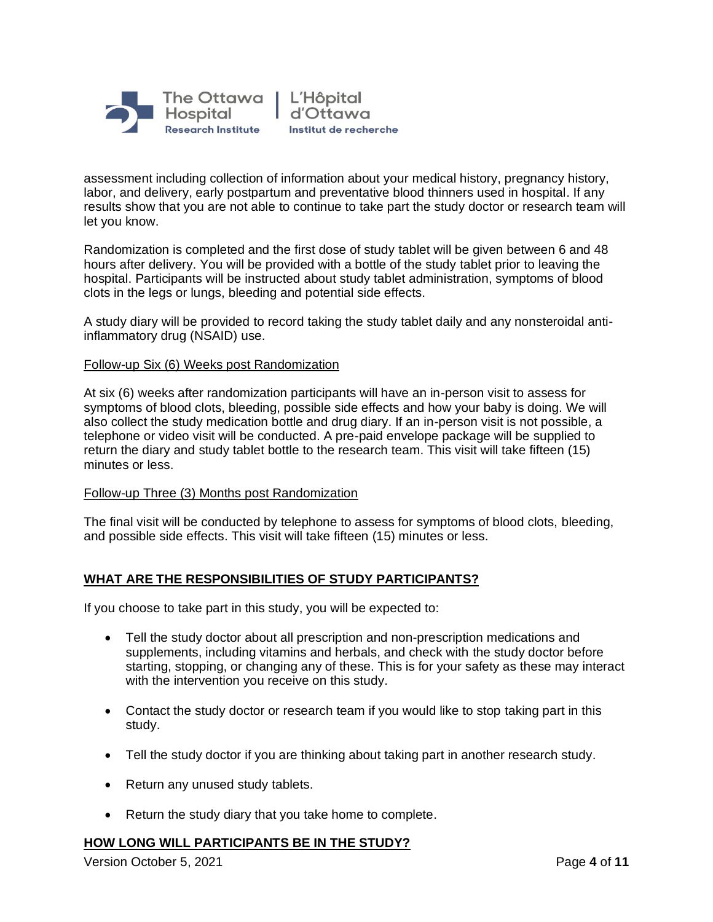assessment including collection of information about your medical history, pregnancy history, labor, and delivery, early postpartum and preventative blood thinners used in hospital. If any results show that you are not able to continue to take part the study doctor or research team will let you know.

Randomization is completed and the first dose of study tablet will be given between 6 and 48 hours after delivery. You will be provided with a bottle of the study tablet prior to leaving the hospital. Participants will be instructed about study tablet administration, symptoms of blood clots in the legs or lungs, bleeding and potential side effects.

A study diary will be provided to record taking the study tablet daily and any nonsteroidal anti-inflammatory drug (NSAID) use.

<u>Follow-up Six (6) Weeks post Randomization</u>

At six (6) weeks after randomization participants will have an in-person visit to assess for symptoms of blood clots, bleeding, possible side effects and how your baby is doing. We will also collect the study medication bottle and drug diary. If an in-person visit is not possible, a telephone or video visit will be conducted. A pre-paid envelope package will be supplied to return the diary and study tablet bottle to the research team. This visit will take fifteen (15) minutes or less.

<u>Follow-up Three (3) Months post Randomization</u>

The final visit will be conducted by telephone to assess for symptoms of blood clots, bleeding, and possible side effects. This visit will take fifteen (15) minutes or less.

## WHAT ARE THE RESPONSIBILITIES OF STUDY PARTICIPANTS?

If you choose to take part in this study, you will be expected to:

- Tell the study doctor about all prescription and non-prescription medications and supplements, including vitamins and herbals, and check with the study doctor before starting, stopping, or changing any of these. This is for your safety as these may interact with the intervention you receive on this study.
- Contact the study doctor or research team if you would like to stop taking part in this study.
- Tell the study doctor if you are thinking about taking part in another research study.
- Return any unused study tablets.
- Return the study diary that you take home to complete.

## HOW LONG WILL PARTICIPANTS BE IN THE STUDY?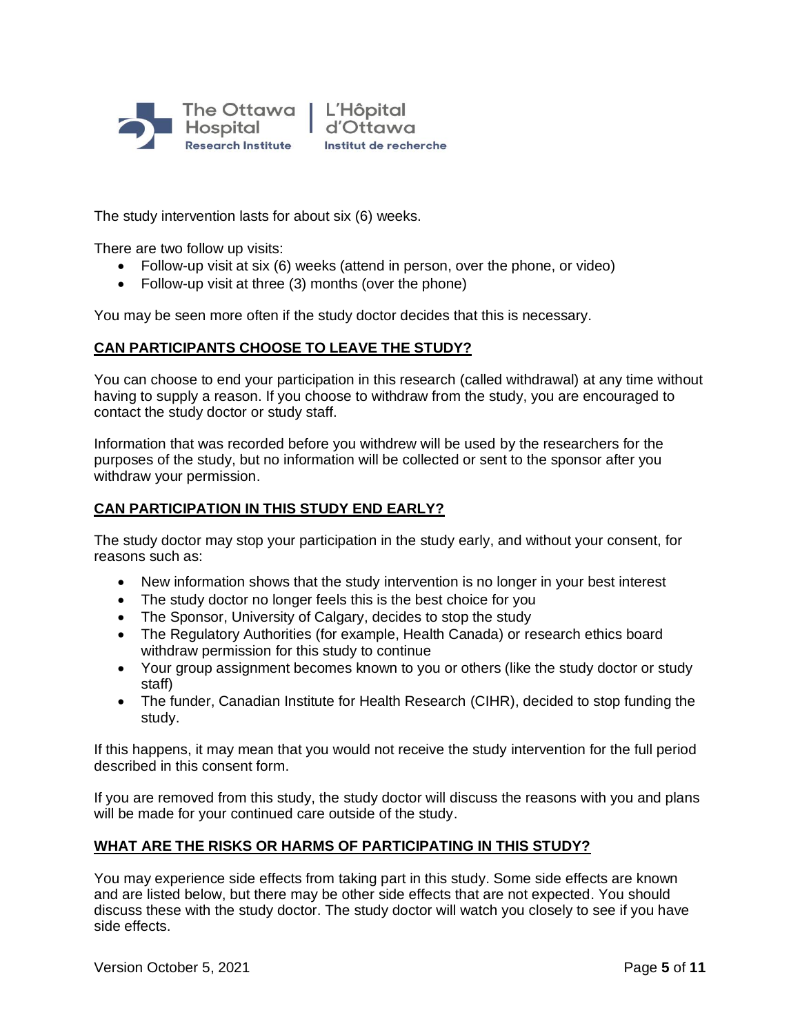The study intervention lasts for about six (6) weeks.

There are two follow up visits:

- Follow-up visit at six (6) weeks (attend in person, over the phone, or video)
- Follow-up visit at three (3) months (over the phone)

You may be seen more often if the study doctor decides that this is necessary.

## CAN PARTICIPANTS CHOOSE TO LEAVE THE STUDY?

You can choose to end your participation in this research (called withdrawal) at any time without having to supply a reason. If you choose to withdraw from the study, you are encouraged to contact the study doctor or study staff.

Information that was recorded before you withdrew will be used by the researchers for the purposes of the study, but no information will be collected or sent to the sponsor after you withdraw your permission.

## CAN PARTICIPATION IN THIS STUDY END EARLY?

The study doctor may stop your participation in the study early, and without your consent, for reasons such as:

- New information shows that the study intervention is no longer in your best interest
- The study doctor no longer feels this is the best choice for you
- The Sponsor, University of Calgary, decides to stop the study
- The Regulatory Authorities (for example, Health Canada) or research ethics board withdraw permission for this study to continue
- Your group assignment becomes known to you or others (like the study doctor or study staff)
- The funder, Canadian Institute for Health Research (CIHR), decided to stop funding the study.

If this happens, it may mean that you would not receive the study intervention for the full period described in this consent form.

If you are removed from this study, the study doctor will discuss the reasons with you and plans will be made for your continued care outside of the study.

## WHAT ARE THE RISKS OR HARMS OF PARTICIPATING IN THIS STUDY?

You may experience side effects from taking part in this study. Some side effects are known and are listed below, but there may be other side effects that are not expected. You should discuss these with the study doctor. The study doctor will watch you closely to see if you have side effects.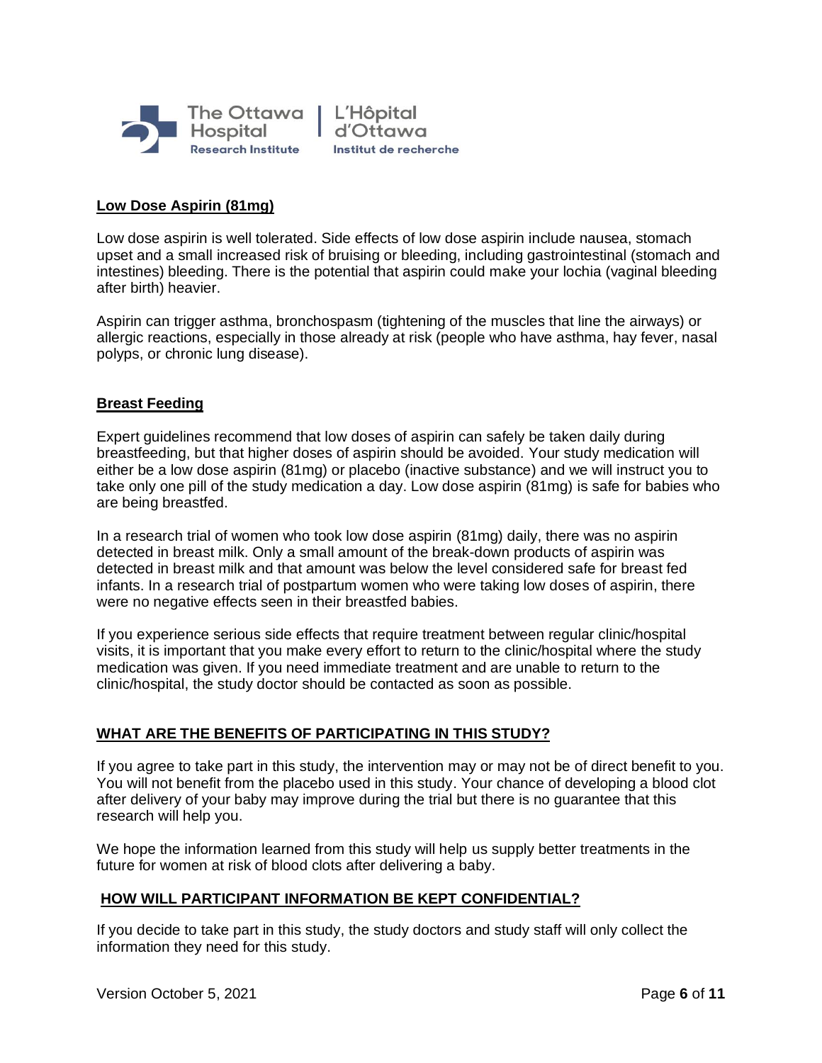## Low Dose Aspirin (81mg)

Low dose aspirin is well tolerated. Side effects of low dose aspirin include nausea, stomach upset and a small increased risk of bruising or bleeding, including gastrointestinal (stomach and intestines) bleeding. There is the potential that aspirin could make your lochia (vaginal bleeding after birth) heavier.

Aspirin can trigger asthma, bronchospasm (tightening of the muscles that line the airways) or allergic reactions, especially in those already at risk (people who have asthma, hay fever, nasal polyps, or chronic lung disease).

## Breast Feeding

Expert guidelines recommend that low doses of aspirin can safely be taken daily during breastfeeding, but that higher doses of aspirin should be avoided. Your study medication will either be a low dose aspirin (81mg) or placebo (inactive substance) and we will instruct you to take only one pill of the study medication a day. Low dose aspirin (81mg) is safe for babies who are being breastfed.

In a research trial of women who took low dose aspirin (81mg) daily, there was no aspirin detected in breast milk. Only a small amount of the break-down products of aspirin was detected in breast milk and that amount was below the level considered safe for breast fed infants. In a research trial of postpartum women who were taking low doses of aspirin, there were no negative effects seen in their breastfed babies.

If you experience serious side effects that require treatment between regular clinic/hospital visits, it is important that you make every effort to return to the clinic/hospital where the study medication was given. If you need immediate treatment and are unable to return to the clinic/hospital, the study doctor should be contacted as soon as possible.

## WHAT ARE THE BENEFITS OF PARTICIPATING IN THIS STUDY?

If you agree to take part in this study, the intervention may or may not be of direct benefit to you. You will not benefit from the placebo used in this study. Your chance of developing a blood clot after delivery of your baby may improve during the trial but there is no guarantee that this research will help you.

We hope the information learned from this study will help us supply better treatments in the future for women at risk of blood clots after delivering a baby.

## HOW WILL PARTICIPANT INFORMATION BE KEPT CONFIDENTIAL?

If you decide to take part in this study, the study doctors and study staff will only collect the information they need for this study.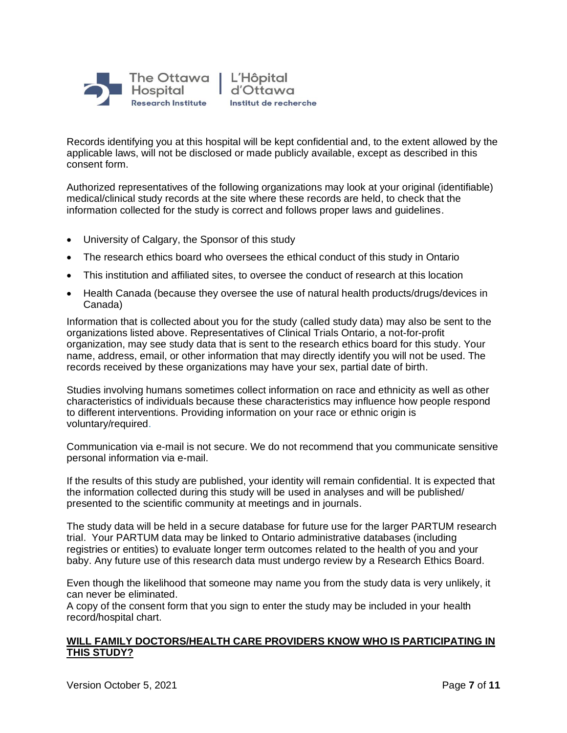Records identifying you at this hospital will be kept confidential and, to the extent allowed by the applicable laws, will not be disclosed or made publicly available, except as described in this consent form.

Authorized representatives of the following organizations may look at your original (identifiable) medical/clinical study records at the site where these records are held, to check that the information collected for the study is correct and follows proper laws and guidelines.

- University of Calgary, the Sponsor of this study
- The research ethics board who oversees the ethical conduct of this study in Ontario
- This institution and affiliated sites, to oversee the conduct of research at this location
- Health Canada (because they oversee the use of natural health products/drugs/devices in Canada)

Information that is collected about you for the study (called study data) may also be sent to the organizations listed above. Representatives of Clinical Trials Ontario, a not-for-profit organization, may see study data that is sent to the research ethics board for this study. Your name, address, email, or other information that may directly identify you will not be used. The records received by these organizations may have your sex, partial date of birth.

Studies involving humans sometimes collect information on race and ethnicity as well as other characteristics of individuals because these characteristics may influence how people respond to different interventions. Providing information on your race or ethnic origin is voluntary/required.

Communication via e-mail is not secure. We do not recommend that you communicate sensitive personal information via e-mail.

If the results of this study are published, your identity will remain confidential. It is expected that the information collected during this study will be used in analyses and will be published/ presented to the scientific community at meetings and in journals.

The study data will be held in a secure database for future use for the larger PARTUM research trial. Your PARTUM data may be linked to Ontario administrative databases (including registries or entities) to evaluate longer term outcomes related to the health of you and your baby. Any future use of this research data must undergo review by a Research Ethics Board.

Even though the likelihood that someone may name you from the study data is very unlikely, it can never be eliminated.
A copy of the consent form that you sign to enter the study may be included in your health record/hospital chart.

**WILL FAMILY DOCTORS/HEALTH CARE PROVIDERS KNOW WHO IS PARTICIPATING IN THIS STUDY?**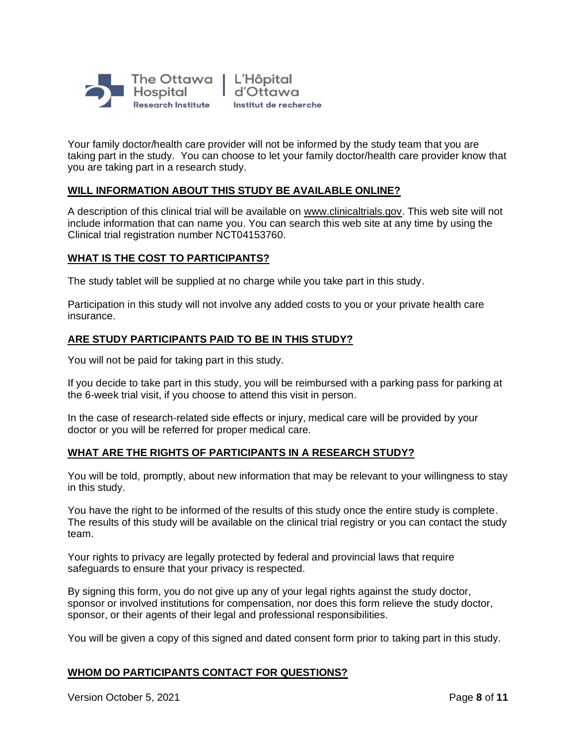Your family doctor/health care provider will not be informed by the study team that you are taking part in the study. You can choose to let your family doctor/health care provider know that you are taking part in a research study.

## WILL INFORMATION ABOUT THIS STUDY BE AVAILABLE ONLINE?

A description of this clinical trial will be available on www.clinicaltrials.gov. This web site will not include information that can name you. You can search this web site at any time by using the Clinical trial registration number NCT04153760.

## WHAT IS THE COST TO PARTICIPANTS?

The study tablet will be supplied at no charge while you take part in this study.

Participation in this study will not involve any added costs to you or your private health care insurance.

## ARE STUDY PARTICIPANTS PAID TO BE IN THIS STUDY?

You will not be paid for taking part in this study.

If you decide to take part in this study, you will be reimbursed with a parking pass for parking at the 6-week trial visit, if you choose to attend this visit in person.

In the case of research-related side effects or injury, medical care will be provided by your doctor or you will be referred for proper medical care.

## WHAT ARE THE RIGHTS OF PARTICIPANTS IN A RESEARCH STUDY?

You will be told, promptly, about new information that may be relevant to your willingness to stay in this study.

You have the right to be informed of the results of this study once the entire study is complete. The results of this study will be available on the clinical trial registry or you can contact the study team.

Your rights to privacy are legally protected by federal and provincial laws that require safeguards to ensure that your privacy is respected.

By signing this form, you do not give up any of your legal rights against the study doctor, sponsor or involved institutions for compensation, nor does this form relieve the study doctor, sponsor, or their agents of their legal and professional responsibilities.

You will be given a copy of this signed and dated consent form prior to taking part in this study.

## WHOM DO PARTICIPANTS CONTACT FOR QUESTIONS?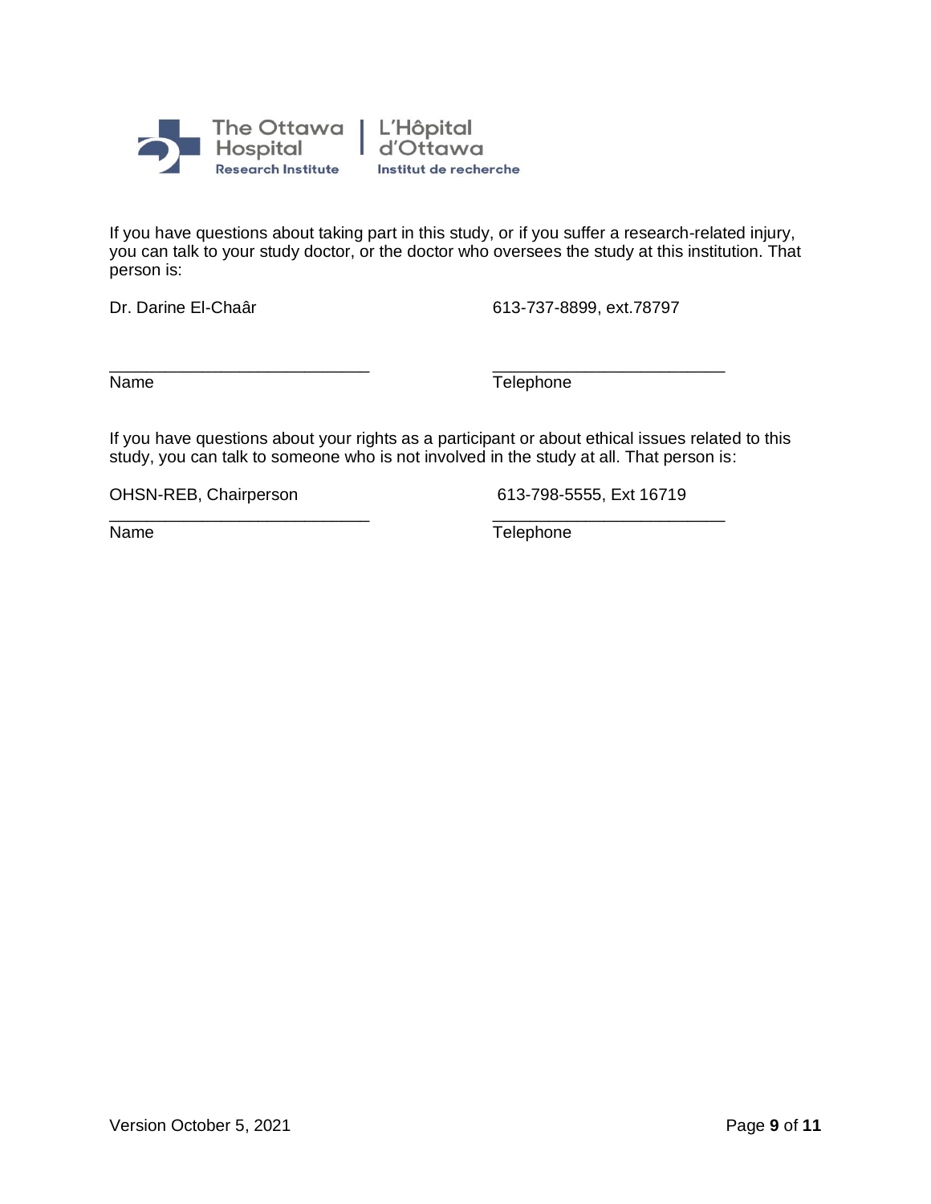If you have questions about taking part in this study, or if you suffer a research-related injury, you can talk to your study doctor, or the doctor who oversees the study at this institution. That person is:

| Dr. Darine El-Chaâr | 613-737-8899, ext.78797 |
|---|---|
| Name | Telephone |

If you have questions about your rights as a participant or about ethical issues related to this study, you can talk to someone who is not involved in the study at all. That person is:

| OHSN-REB, Chairperson | 613-798-5555, Ext 16719 |
|---|---|
| Name | Telephone |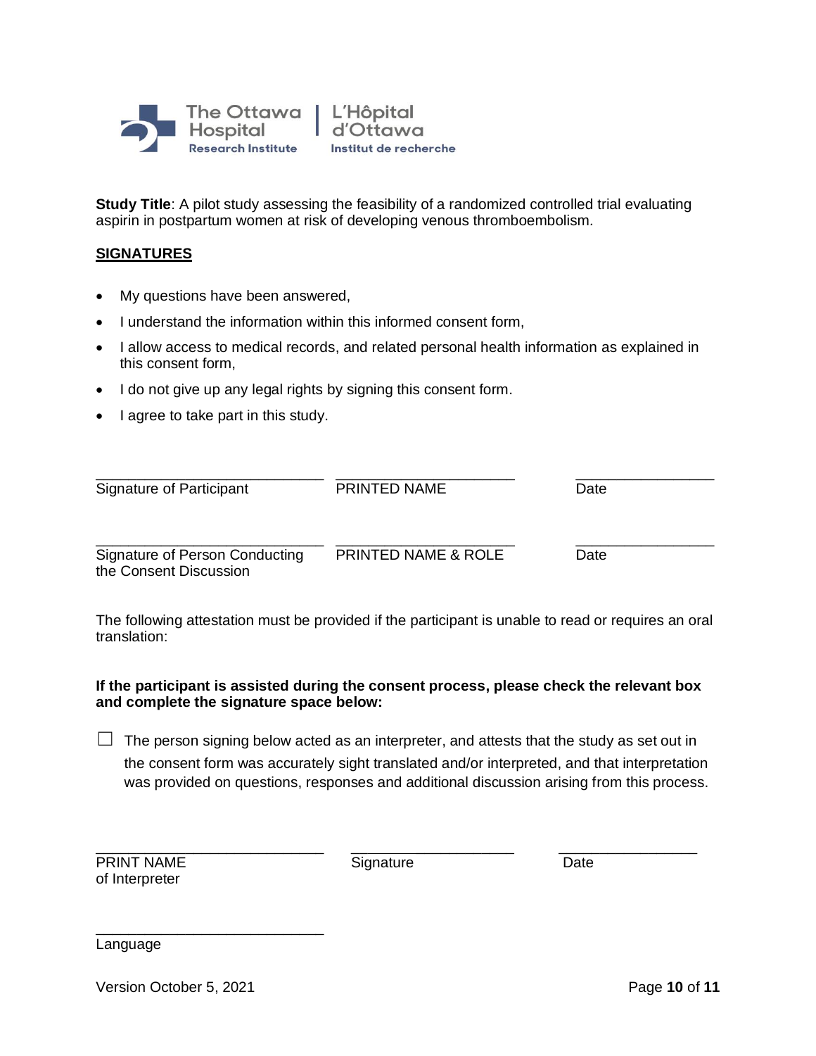**Study Title**: A pilot study assessing the feasibility of a randomized controlled trial evaluating aspirin in postpartum women at risk of developing venous thromboembolism.

**SIGNATURES**

- My questions have been answered,
- I understand the information within this informed consent form,
- I allow access to medical records, and related personal health information as explained in this consent form,
- I do not give up any legal rights by signing this consent form.
- I agree to take part in this study.

| ____________________________ | ______________________ | _________________ |
|---|---|---|
| Signature of Participant | PRINTED NAME | Date |
| ____________________________ | ______________________ | _________________ |
| Signature of Person Conducting the Consent Discussion | PRINTED NAME & ROLE | Date |

The following attestation must be provided if the participant is unable to read or requires an oral translation:

**If the participant is assisted during the consent process, please check the relevant box and complete the signature space below:**

☐ The person signing below acted as an interpreter, and attests that the study as set out in the consent form was accurately sight translated and/or interpreted, and that interpretation was provided on questions, responses and additional discussion arising from this process.

| ____________________________ | ______________________ | _________________ |
|---|---|---|
| PRINT NAME of Interpreter | Signature | Date |

____________________________
Language

Version October 5, 2021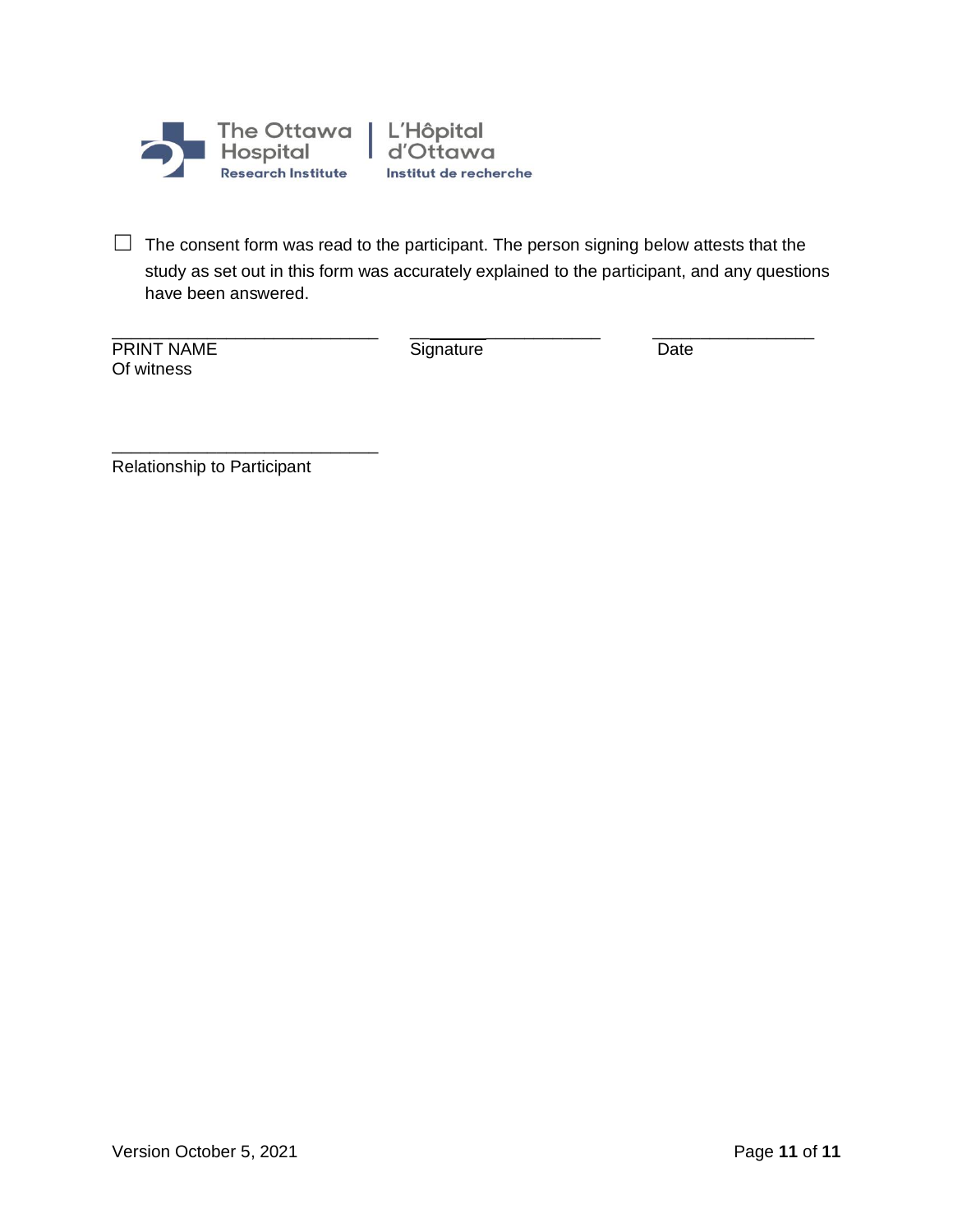☐ The consent form was read to the participant. The person signing below attests that the study as set out in this form was accurately explained to the participant, and any questions have been answered.

| | | |
|---|---|---|
| ____________________________ | ____________________ | __________________ |
| PRINT NAME<br>Of witness | Signature | Date |

____________________________
Relationship to Participant

Version October 5, 2021